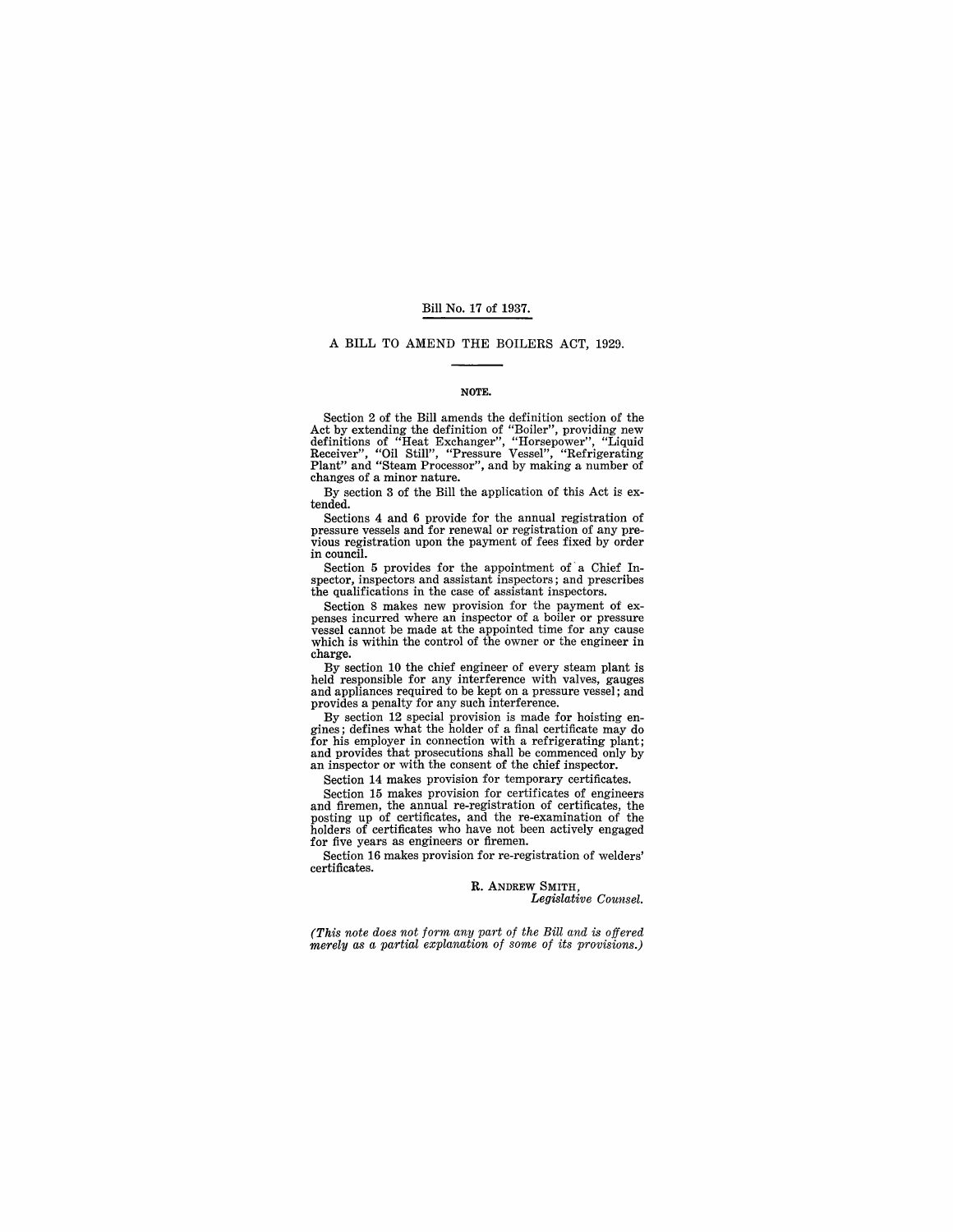# Bill No. 17 of 1937.

## A BILL TO AMEND THE BOILERS ACT, 1929.

### NOTE.

Section 2 of the Bill amends the definition section of the Act by extending the definition of "Boiler", providing new definitions of "Heat Exchanger", "Horsepower", "Liquid Receiver", "Oil Still", "Pressure Vessel", "Refrigerating Plant" and "Steam Processor", and by making a number of changes of a minor nature.

By section 3 of the Bill the application of this Act is extended.

Sections 4 and 6 provide for the annual registration of pressure vessels and for renewal or registration of any previous registration upon the payment of fees fixed by order in council.

Section 5 provides for the appointment of a Chief Inspector, inspectors and assistant inspectors; and prescribes the qualifications in the case of assistant inspectors.

Section 8 makes new provision for the payment of expenses incurred where an inspector of a boiler or pressure vessel cannot be made at the appointed time for any cause which is within the control of the owner or the engineer in charge.

By section 10 the chief engineer of every steam plant is held responsible for any interference with valves, gauges and appliances required to be kept on a pressure vessel; and provides a penalty for any such interference.

By section 12 special provision is made for hoisting engines; defines what the holder of a final certificate may do for his employer in connection with a refrigerating plant; and provides that prosecutions shall be commenced only by an inspector or with the consent of the chief inspector.

Section 14 makes provision for temporary certificates.

Section 15 makes provision for certificates of engineers and firemen, the annual re-registration of certificates, the posting up of certificates, and the re-examination of the holders of certificates who have not been actively engaged for five years as engineers or firemen.

Section 16 makes provision for re-registration of welders' certificates.

R. ANDREW SMITH,
*Legislative Counsel.*

*(This note does not form any part of the Bill and is offered merely as a partial explanation of some of its provisions.)*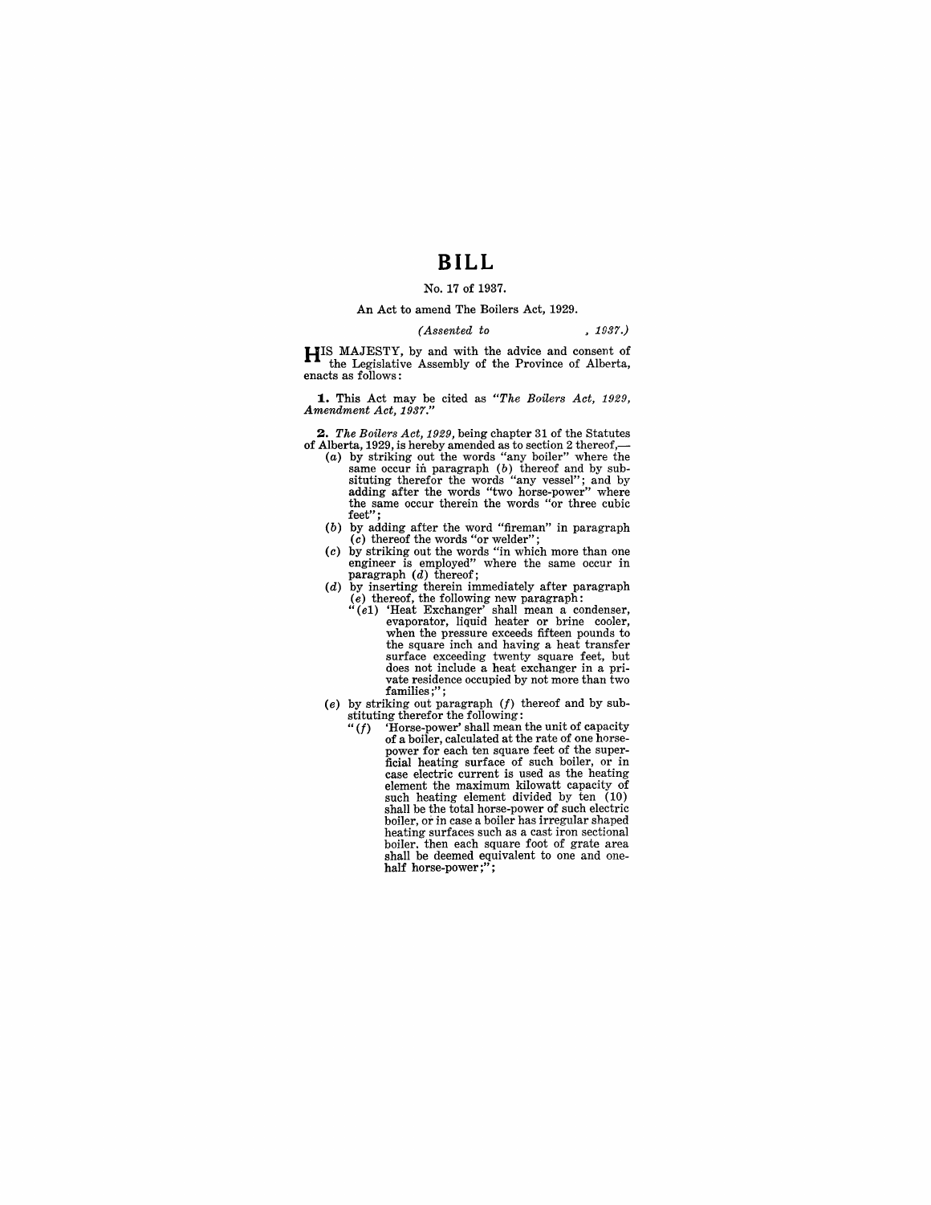# BILL

No. 17 of 1937.

An Act to amend The Boilers Act, 1929.

*(Assented to , 1937.)*

HIS MAJESTY, by and with the advice and consent of the Legislative Assembly of the Province of Alberta, enacts as follows:

**1.** This Act may be cited as *"The Boilers Act, 1929, Amendment Act, 1937."*

**2.** *The Boilers Act, 1929,* being chapter 31 of the Statutes of Alberta, 1929, is hereby amended as to section 2 thereof,—

(*a*) by striking out the words "any boiler" where the same occur in paragraph (*b*) thereof and by substituting therefor the words "any vessel"; and by adding after the words "two horse-power" where the same occur therein the words "or three cubic feet";

(*b*) by adding after the word "fireman" in paragraph (*c*) thereof the words "or welder";

(*c*) by striking out the words "in which more than one engineer is employed" where the same occur in paragraph (*d*) thereof;

(*d*) by inserting therein immediately after paragraph (*e*) thereof, the following new paragraph:

"(*e*1) 'Heat Exchanger' shall mean a condenser, evaporator, liquid heater or brine cooler, when the pressure exceeds fifteen pounds to the square inch and having a heat transfer surface exceeding twenty square feet, but does not include a heat exchanger in a private residence occupied by not more than two families;";

(*e*) by striking out paragraph (*f*) thereof and by substituting therefor the following:

"(*f*) 'Horse-power' shall mean the unit of capacity of a boiler, calculated at the rate of one horse-power for each ten square feet of the superficial heating surface of such boiler, or in case electric current is used as the heating element the maximum kilowatt capacity of such heating element divided by ten (10) shall be the total horse-power of such electric boiler, or in case a boiler has irregular shaped heating surfaces such as a cast iron sectional boiler, then each square foot of grate area shall be deemed equivalent to one and one-half horse-power;";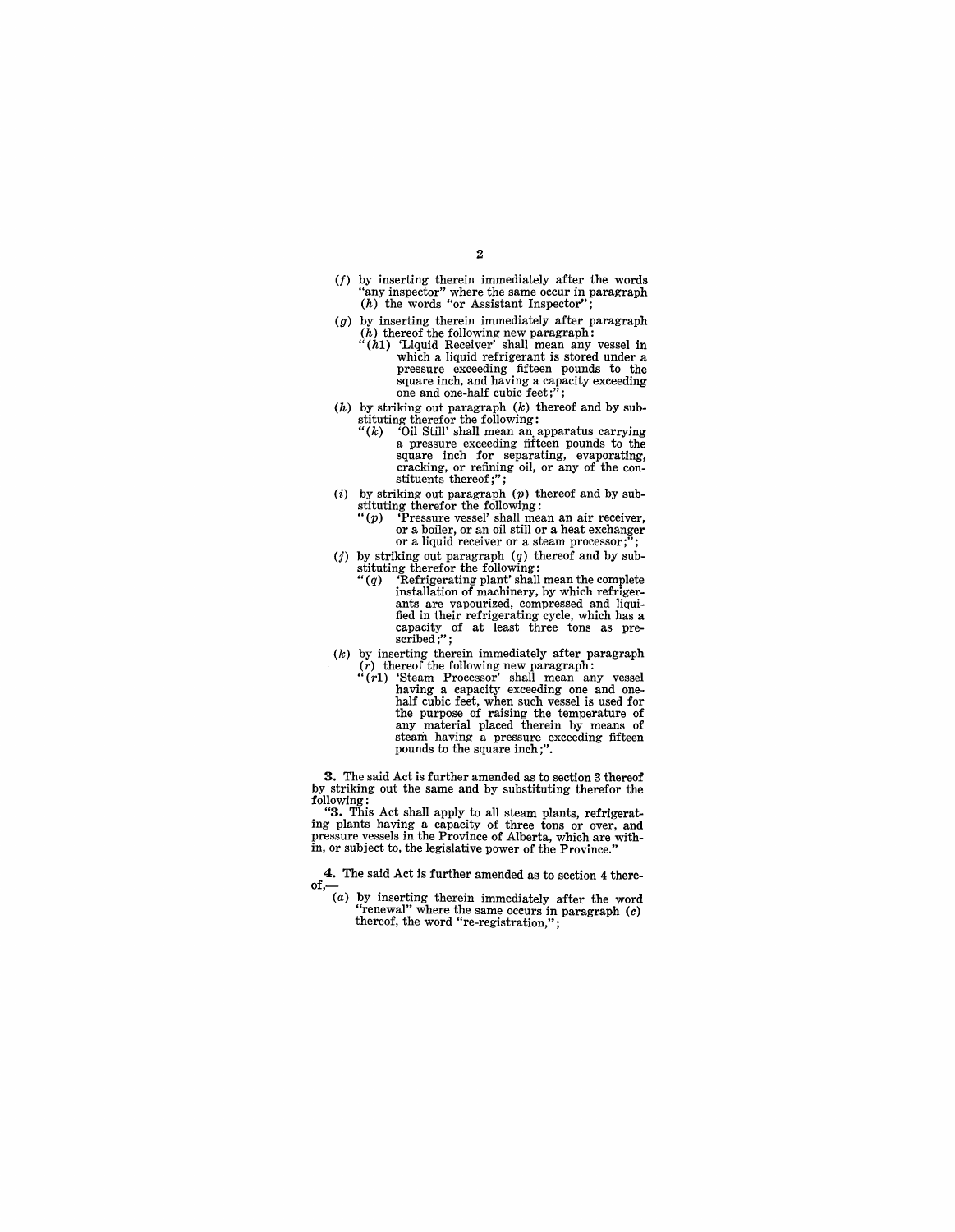(*f*) by inserting therein immediately after the words "any inspector" where the same occur in paragraph (*h*) the words "or Assistant Inspector";

(*g*) by inserting therein immediately after paragraph (*h*) thereof the following new paragraph:

"(*h*1) 'Liquid Receiver' shall mean any vessel in which a liquid refrigerant is stored under a pressure exceeding fifteen pounds to the square inch, and having a capacity exceeding one and one-half cubic feet;";

(*h*) by striking out paragraph (*k*) thereof and by substituting therefor the following:

"(*k*) 'Oil Still' shall mean an apparatus carrying a pressure exceeding fifteen pounds to the square inch for separating, evaporating, cracking, or refining oil, or any of the constituents thereof;";

(*i*) by striking out paragraph (*p*) thereof and by substituting therefor the following:

"(*p*) 'Pressure vessel' shall mean an air receiver, or a boiler, or an oil still or a heat exchanger or a liquid receiver or a steam processor;";

(*j*) by striking out paragraph (*q*) thereof and by substituting therefor the following:

"(*q*) 'Refrigerating plant' shall mean the complete installation of machinery, by which refrigerants are vapourized, compressed and liquified in their refrigerating cycle, which has a capacity of at least three tons as prescribed;";

(*k*) by inserting therein immediately after paragraph (*r*) thereof the following new paragraph:

"(*r*1) 'Steam Processor' shall mean any vessel having a capacity exceeding one and one-half cubic feet, when such vessel is used for the purpose of raising the temperature of any material placed therein by means of steam having a pressure exceeding fifteen pounds to the square inch;".

**3.** The said Act is further amended as to section 3 thereof by striking out the same and by substituting therefor the following:

"**3.** This Act shall apply to all steam plants, refrigerating plants having a capacity of three tons or over, and pressure vessels in the Province of Alberta, which are within, or subject to, the legislative power of the Province."

**4.** The said Act is further amended as to section 4 thereof,—

(*a*) by inserting therein immediately after the word "renewal" where the same occurs in paragraph (*c*) thereof, the word "re-registration,";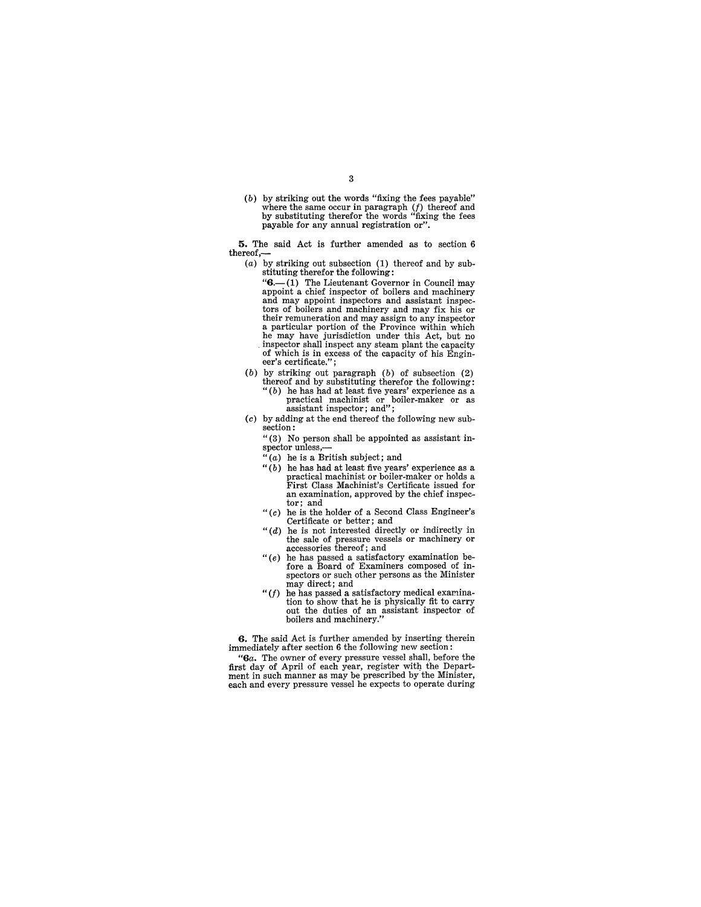(*b*) by striking out the words "fixing the fees payable" where the same occur in paragraph (*f*) thereof and by substituting therefor the words "fixing the fees payable for any annual registration or".

**5.** The said Act is further amended as to section 6 thereof,—

(*a*) by striking out subsection (1) thereof and by substituting therefor the following:

"**6.**—(1) The Lieutenant Governor in Council may appoint a chief inspector of boilers and machinery and may appoint inspectors and assistant inspectors of boilers and machinery and may fix his or their remuneration and may assign to any inspector a particular portion of the Province within which he may have jurisdiction under this Act, but no inspector shall inspect any steam plant the capacity of which is in excess of the capacity of his Engineer's certificate.";

(*b*) by striking out paragraph (*b*) of subsection (2) thereof and by substituting therefor the following:

"(*b*) he has had at least five years' experience as a practical machinist or boiler-maker or as assistant inspector; and";

(*c*) by adding at the end thereof the following new subsection:

"(3) No person shall be appointed as assistant inspector unless,—

"(*a*) he is a British subject; and

"(*b*) he has had at least five years' experience as a practical machinist or boiler-maker or holds a First Class Machinist's Certificate issued for an examination, approved by the chief inspector; and

"(*c*) he is the holder of a Second Class Engineer's Certificate or better; and

"(*d*) he is not interested directly or indirectly in the sale of pressure vessels or machinery or accessories thereof; and

"(*e*) he has passed a satisfactory examination before a Board of Examiners composed of inspectors or such other persons as the Minister may direct; and

"(*f*) he has passed a satisfactory medical examination to show that he is physically fit to carry out the duties of an assistant inspector of boilers and machinery."

**6.** The said Act is further amended by inserting therein immediately after section 6 the following new section:

"**6*a*.** The owner of every pressure vessel shall, before the first day of April of each year, register with the Department in such manner as may be prescribed by the Minister, each and every pressure vessel he expects to operate during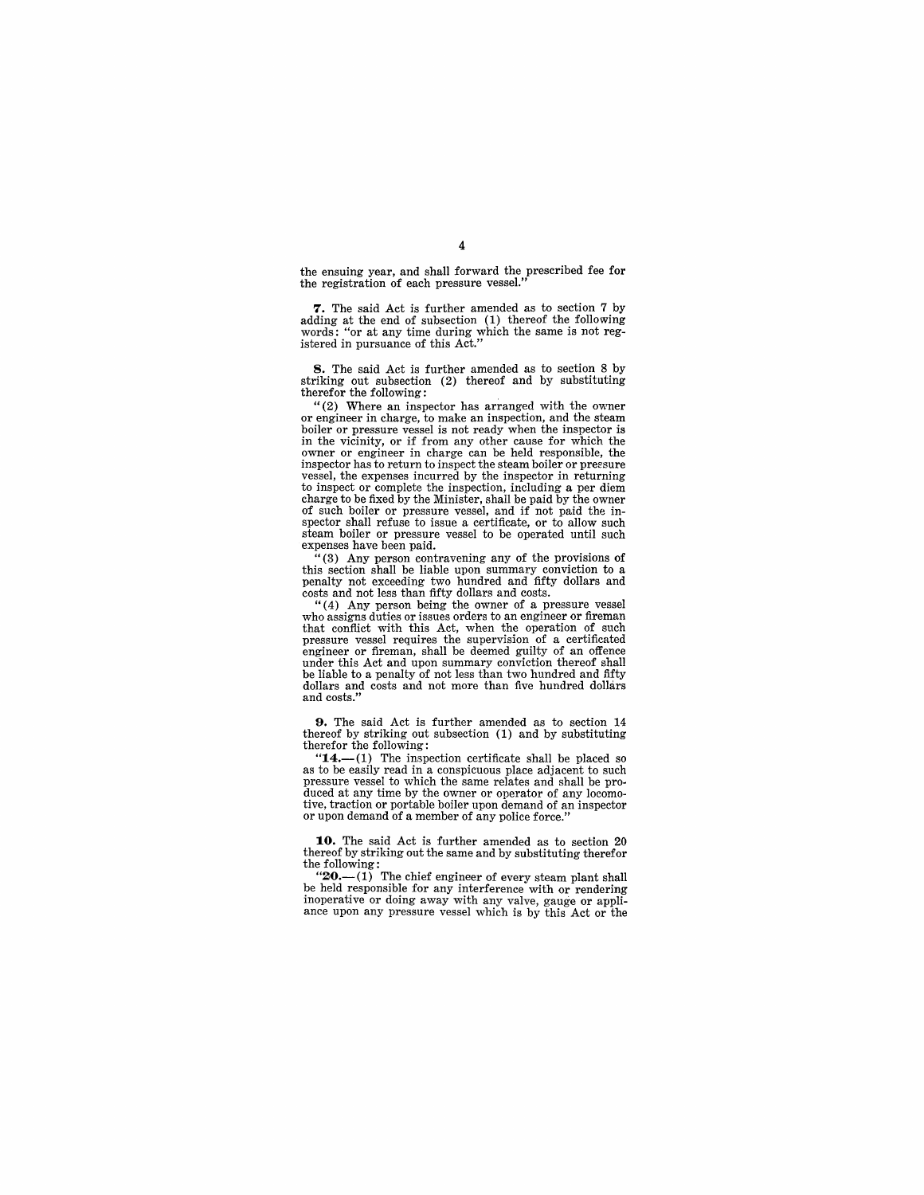the ensuing year, and shall forward the prescribed fee for the registration of each pressure vessel."

**7.** The said Act is further amended as to section 7 by adding at the end of subsection (1) thereof the following words: "or at any time during which the same is not registered in pursuance of this Act."

**8.** The said Act is further amended as to section 8 by striking out subsection (2) thereof and by substituting therefor the following:

"(2) Where an inspector has arranged with the owner or engineer in charge, to make an inspection, and the steam boiler or pressure vessel is not ready when the inspector is in the vicinity, or if from any other cause for which the owner or engineer in charge can be held responsible, the inspector has to return to inspect the steam boiler or pressure vessel, the expenses incurred by the inspector in returning to inspect or complete the inspection, including a per diem charge to be fixed by the Minister, shall be paid by the owner of such boiler or pressure vessel, and if not paid the inspector shall refuse to issue a certificate, or to allow such steam boiler or pressure vessel to be operated until such expenses have been paid.

"(3) Any person contravening any of the provisions of this section shall be liable upon summary conviction to a penalty not exceeding two hundred and fifty dollars and costs and not less than fifty dollars and costs.

"(4) Any person being the owner of a pressure vessel who assigns duties or issues orders to an engineer or fireman that conflict with this Act, when the operation of such pressure vessel requires the supervision of a certificated engineer or fireman, shall be deemed guilty of an offence under this Act and upon summary conviction thereof shall be liable to a penalty of not less than two hundred and fifty dollars and costs and not more than five hundred dollars and costs."

**9.** The said Act is further amended as to section 14 thereof by striking out subsection (1) and by substituting therefor the following:

"**14.**—(1) The inspection certificate shall be placed so as to be easily read in a conspicuous place adjacent to such pressure vessel to which the same relates and shall be produced at any time by the owner or operator of any locomotive, traction or portable boiler upon demand of an inspector or upon demand of a member of any police force."

**10.** The said Act is further amended as to section 20 thereof by striking out the same and by substituting therefor the following:

"**20.**—(1) The chief engineer of every steam plant shall be held responsible for any interference with or rendering inoperative or doing away with any valve, gauge or appliance upon any pressure vessel which is by this Act or the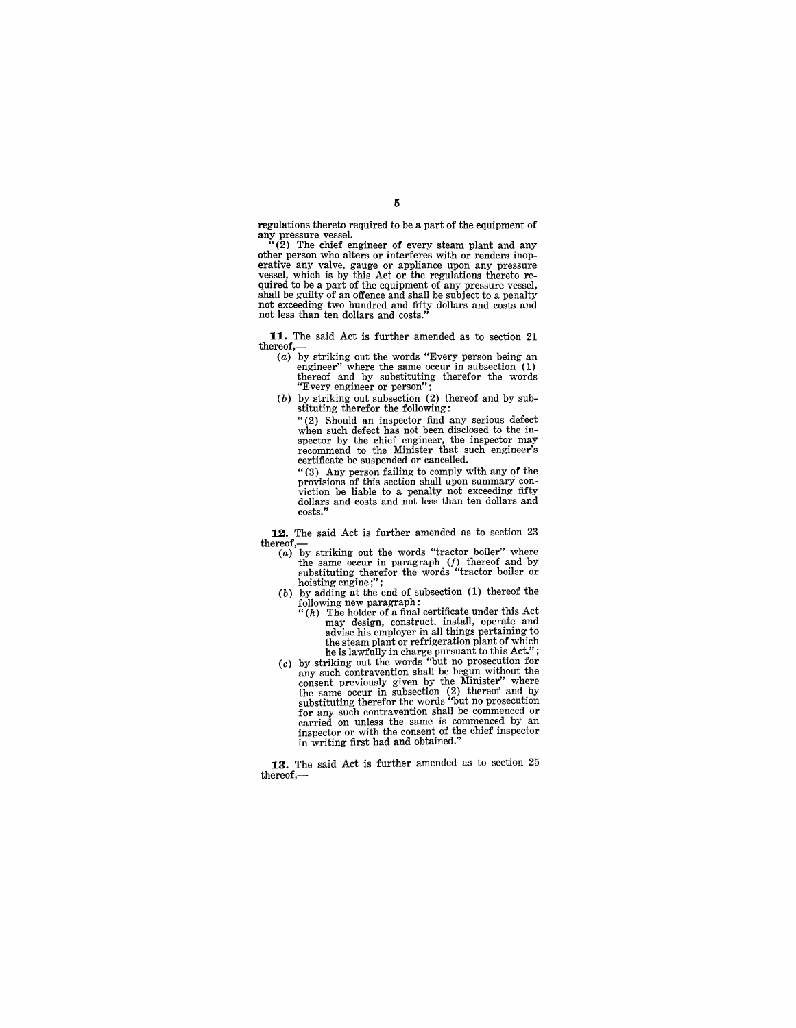regulations thereto required to be a part of the equipment of any pressure vessel.

"(2) The chief engineer of every steam plant and any other person who alters or interferes with or renders inoperative any valve, gauge or appliance upon any pressure vessel, which is by this Act or the regulations thereto required to be a part of the equipment of any pressure vessel, shall be guilty of an offence and shall be subject to a penalty not exceeding two hundred and fifty dollars and costs and not less than ten dollars and costs."

**11.** The said Act is further amended as to section 21 thereof,—

(*a*) by striking out the words "Every person being an engineer" where the same occur in subsection (1) thereof and by substituting therefor the words "Every engineer or person";

(*b*) by striking out subsection (2) thereof and by substituting therefor the following:

"(2) Should an inspector find any serious defect when such defect has not been disclosed to the inspector by the chief engineer, the inspector may recommend to the Minister that such engineer's certificate be suspended or cancelled.

"(3) Any person failing to comply with any of the provisions of this section shall upon summary conviction be liable to a penalty not exceeding fifty dollars and costs and not less than ten dollars and costs."

**12.** The said Act is further amended as to section 23 thereof,—

(*a*) by striking out the words "tractor boiler" where the same occur in paragraph (*f*) thereof and by substituting therefor the words "tractor boiler or hoisting engine;";

(*b*) by adding at the end of subsection (1) thereof the following new paragraph:

"(*h*) The holder of a final certificate under this Act may design, construct, install, operate and advise his employer in all things pertaining to the steam plant or refrigeration plant of which he is lawfully in charge pursuant to this Act.";

(*c*) by striking out the words "but no prosecution for any such contravention shall be begun without the consent previously given by the Minister" where the same occur in subsection (2) thereof and by substituting therefor the words "but no prosecution for any such contravention shall be commenced or carried on unless the same is commenced by an inspector or with the consent of the chief inspector in writing first had and obtained."

**13.** The said Act is further amended as to section 25 thereof,—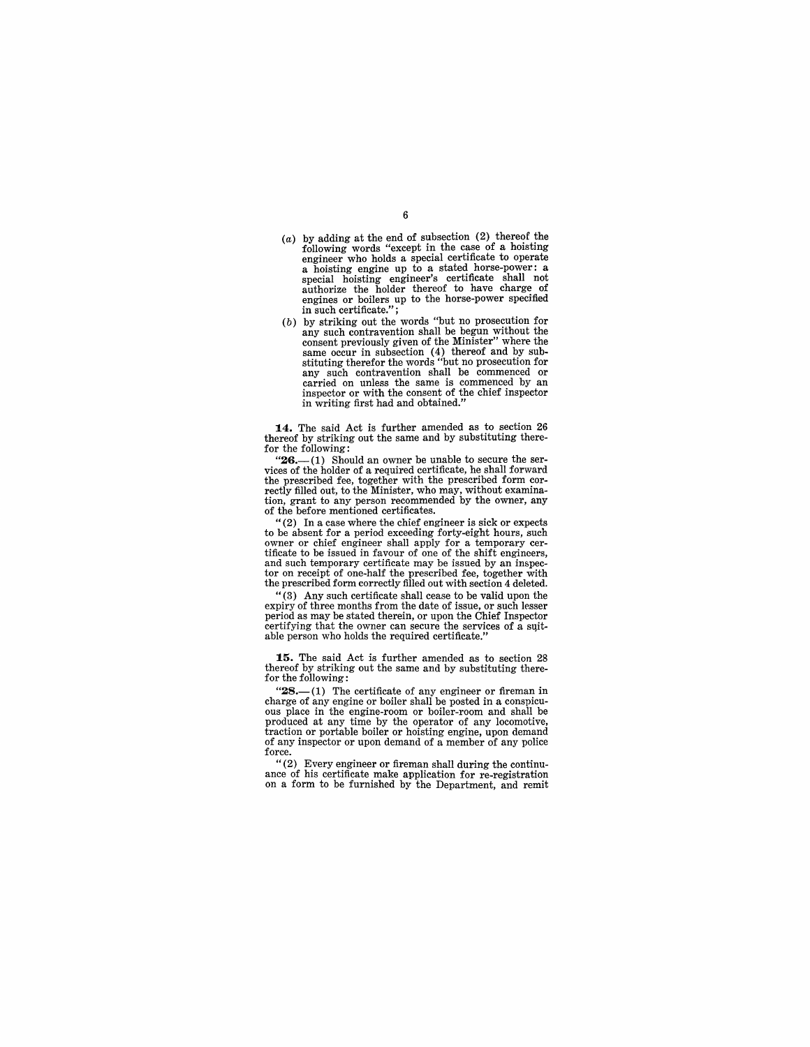(*a*) by adding at the end of subsection (2) thereof the following words "except in the case of a hoisting engineer who holds a special certificate to operate a hoisting engine up to a stated horse-power: a special hoisting engineer's certificate shall not authorize the holder thereof to have charge of engines or boilers up to the horse-power specified in such certificate.";

(*b*) by striking out the words "but no prosecution for any such contravention shall be begun without the consent previously given of the Minister" where the same occur in subsection (4) thereof and by substituting therefor the words "but no prosecution for any such contravention shall be commenced or carried on unless the same is commenced by an inspector or with the consent of the chief inspector in writing first had and obtained."

**14.** The said Act is further amended as to section 26 thereof by striking out the same and by substituting therefor the following:

"**26.**—(1) Should an owner be unable to secure the services of the holder of a required certificate, he shall forward the prescribed fee, together with the prescribed form correctly filled out, to the Minister, who may, without examination, grant to any person recommended by the owner, any of the before mentioned certificates.

"(2) In a case where the chief engineer is sick or expects to be absent for a period exceeding forty-eight hours, such owner or chief engineer shall apply for a temporary certificate to be issued in favour of one of the shift engineers, and such temporary certificate may be issued by an inspector on receipt of one-half the prescribed fee, together with the prescribed form correctly filled out with section 4 deleted.

"(3) Any such certificate shall cease to be valid upon the expiry of three months from the date of issue, or such lesser period as may be stated therein, or upon the Chief Inspector certifying that the owner can secure the services of a suitable person who holds the required certificate."

**15.** The said Act is further amended as to section 28 thereof by striking out the same and by substituting therefor the following:

"**28.**—(1) The certificate of any engineer or fireman in charge of any engine or boiler shall be posted in a conspicuous place in the engine-room or boiler-room and shall be produced at any time by the operator of any locomotive, traction or portable boiler or hoisting engine, upon demand of any inspector or upon demand of a member of any police force.

"(2) Every engineer or fireman shall during the continuance of his certificate make application for re-registration on a form to be furnished by the Department, and remit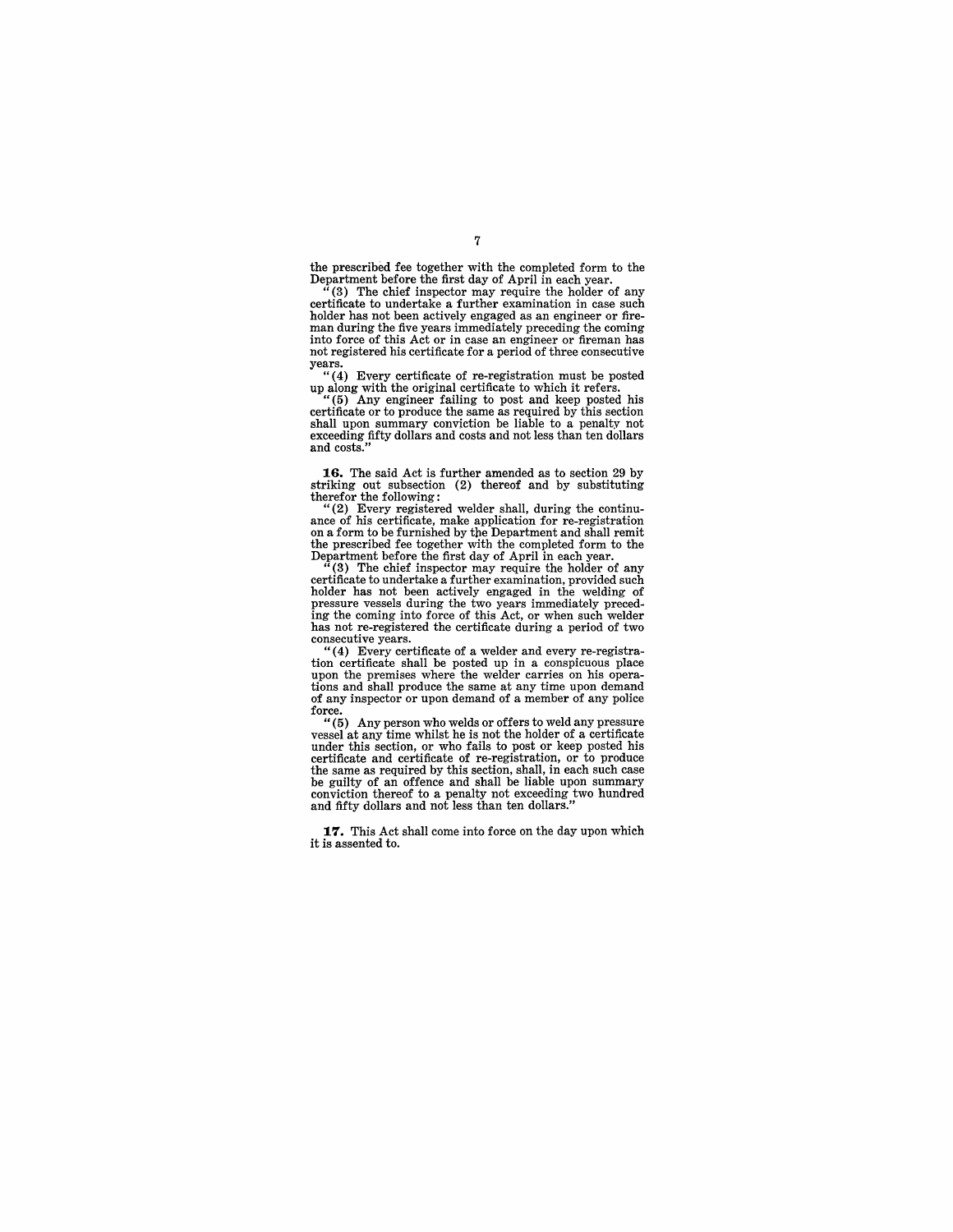the prescribed fee together with the completed form to the Department before the first day of April in each year.

"(3) The chief inspector may require the holder of any certificate to undertake a further examination in case such holder has not been actively engaged as an engineer or fireman during the five years immediately preceding the coming into force of this Act or in case an engineer or fireman has not registered his certificate for a period of three consecutive years.

"(4) Every certificate of re-registration must be posted up along with the original certificate to which it refers.

"(5) Any engineer failing to post and keep posted his certificate or to produce the same as required by this section shall upon summary conviction be liable to a penalty not exceeding fifty dollars and costs and not less than ten dollars and costs."

**16.** The said Act is further amended as to section 29 by striking out subsection (2) thereof and by substituting therefor the following:

"(2) Every registered welder shall, during the continuance of his certificate, make application for re-registration on a form to be furnished by the Department and shall remit the prescribed fee together with the completed form to the Department before the first day of April in each year.

"(3) The chief inspector may require the holder of any certificate to undertake a further examination, provided such holder has not been actively engaged in the welding of pressure vessels during the two years immediately preceding the coming into force of this Act, or when such welder has not re-registered the certificate during a period of two consecutive years.

"(4) Every certificate of a welder and every re-registration certificate shall be posted up in a conspicuous place upon the premises where the welder carries on his operations and shall produce the same at any time upon demand of any inspector or upon demand of a member of any police force.

"(5) Any person who welds or offers to weld any pressure vessel at any time whilst he is not the holder of a certificate under this section, or who fails to post or keep posted his certificate and certificate of re-registration, or to produce the same as required by this section, shall, in each such case be guilty of an offence and shall be liable upon summary conviction thereof to a penalty not exceeding two hundred and fifty dollars and not less than ten dollars."

**17.** This Act shall come into force on the day upon which it is assented to.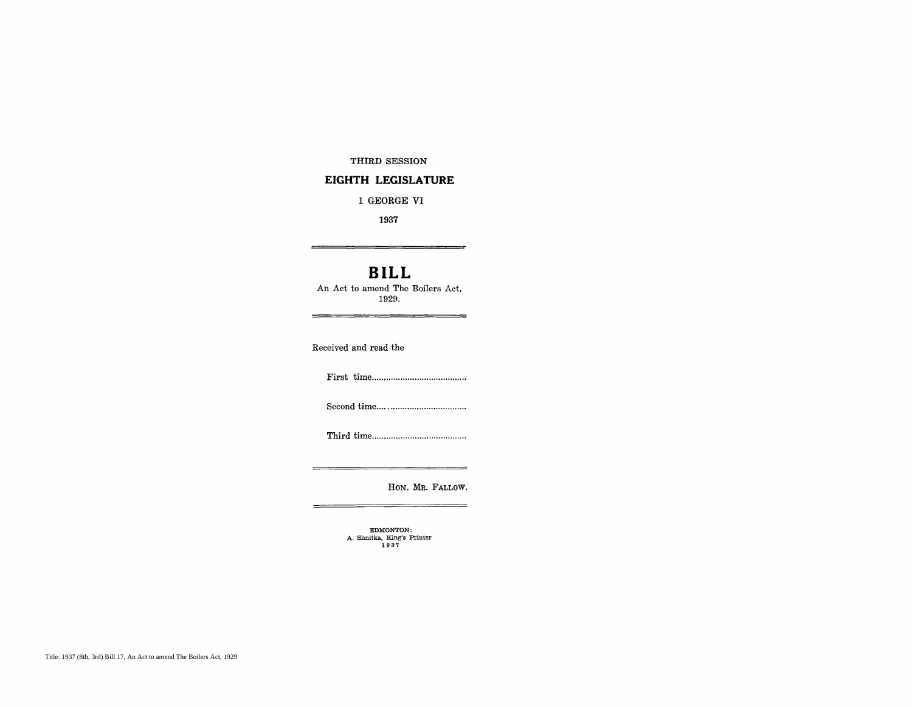THIRD SESSION

**EIGHTH LEGISLATURE**

1 GEORGE VI

**1937**

# BILL

An Act to amend The Boilers Act, 1929.

Received and read the

First time........................................

Second time.....................................

Third time........................................

HON. MR. FALLOW.

EDMONTON:
A. Shnitka, King's Printer
1937

Title: 1937 (8th, 3rd) Bill 17, An Act to amend The Boilers Act, 1929